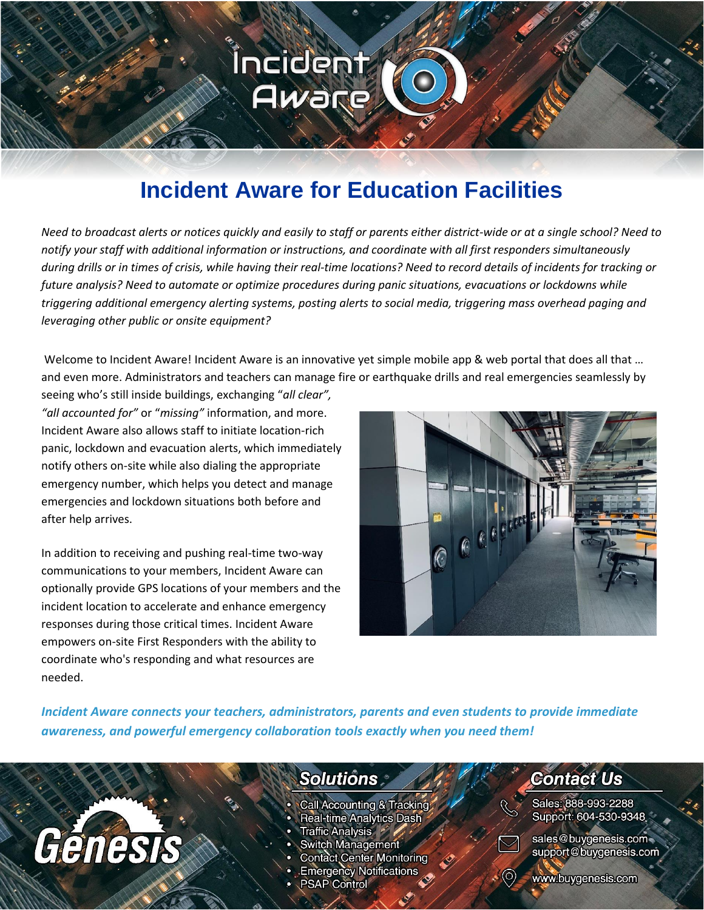# Incident Aware for Education Facilities

*Need to broadcast alerts or notices quickly and easily to staff or parents either district-wide or at a single school? Need to notify your staff with additional information or instructions, and coordinate with all first responders simultaneously during drills or in times of crisis, while having their real-time locations? Need to record details of incidents for tracking or future analysis? Need to automate or optimize procedures during panic situations, evacuations or lockdowns while triggering additional emergency alerting systems, posting alerts to social media, triggering mass overhead paging and leveraging other public or onsite equipment?*

Welcome to Incident Aware! Incident Aware is an innovative yet simple mobile app & web portal that does all that … and even more. Administrators and teachers can manage fire or earthquake drills and real emergencies seamlessly by seeing who's still inside buildings, exchanging "*all clear", "all accounted for"* or "*missing"* information, and more. Incident Aware also allows staff to initiate location-rich panic, lockdown and evacuation alerts, which immediately notify others on-site while also dialing the appropriate emergency number, which helps you detect and manage emergencies and lockdown situations both before and after help arrives.

In addition to receiving and pushing real-time two-way communications to your members, Incident Aware can optionally provide GPS locations of your members and the incident location to accelerate and enhance emergency responses during those critical times. Incident Aware empowers on-site First Responders with the ability to coordinate who's responding and what resources are needed.

***Incident Aware connects your teachers, administrators, parents and even students to provide immediate awareness, and powerful emergency collaboration tools exactly when you need them!***

## Solutions

- Call Accounting & Tracking
- Real-time Analytics Dash
- Traffic Analysis
- Switch Management
- Contact Center Monitoring
- Emergency Notifications
- PSAP Control

## Contact Us

Sales: 888-993-2288
Support: 604-530-9348

sales@buygenesis.com
support@buygenesis.com

www.buygenesis.com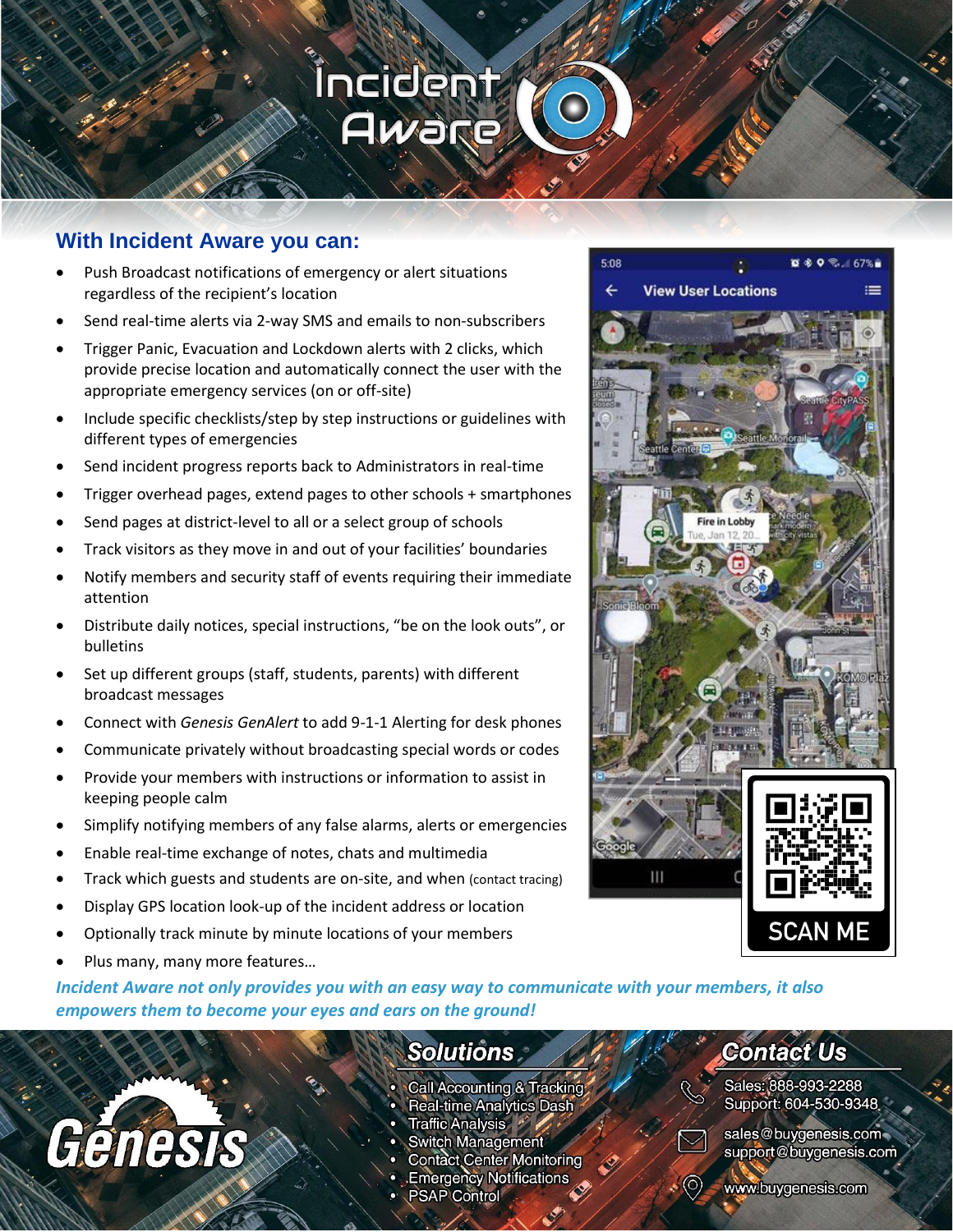# Incident Aware

## With Incident Aware you can:

- Push Broadcast notifications of emergency or alert situations regardless of the recipient's location
- Send real-time alerts via 2-way SMS and emails to non-subscribers
- Trigger Panic, Evacuation and Lockdown alerts with 2 clicks, which provide precise location and automatically connect the user with the appropriate emergency services (on or off-site)
- Include specific checklists/step by step instructions or guidelines with different types of emergencies
- Send incident progress reports back to Administrators in real-time
- Trigger overhead pages, extend pages to other schools + smartphones
- Send pages at district-level to all or a select group of schools
- Track visitors as they move in and out of your facilities' boundaries
- Notify members and security staff of events requiring their immediate attention
- Distribute daily notices, special instructions, "be on the look outs", or bulletins
- Set up different groups (staff, students, parents) with different broadcast messages
- Connect with *Genesis GenAlert* to add 9-1-1 Alerting for desk phones
- Communicate privately without broadcasting special words or codes
- Provide your members with instructions or information to assist in keeping people calm
- Simplify notifying members of any false alarms, alerts or emergencies
- Enable real-time exchange of notes, chats and multimedia
- Track which guests and students are on-site, and when (contact tracing)
- Display GPS location look-up of the incident address or location
- Optionally track minute by minute locations of your members
- Plus many, many more features…

SCAN ME

***Incident Aware not only provides you with an easy way to communicate with your members, it also empowers them to become your eyes and ears on the ground!***

Genesis

## Solutions

- Call Accounting & Tracking
- Real-time Analytics Dash
- Traffic Analysis
- Switch Management
- Contact Center Monitoring
- Emergency Notifications
- PSAP Control

## Contact Us

Sales: 888-993-2288
Support: 604-530-9348

sales@buygenesis.com
support@buygenesis.com

www.buygenesis.com